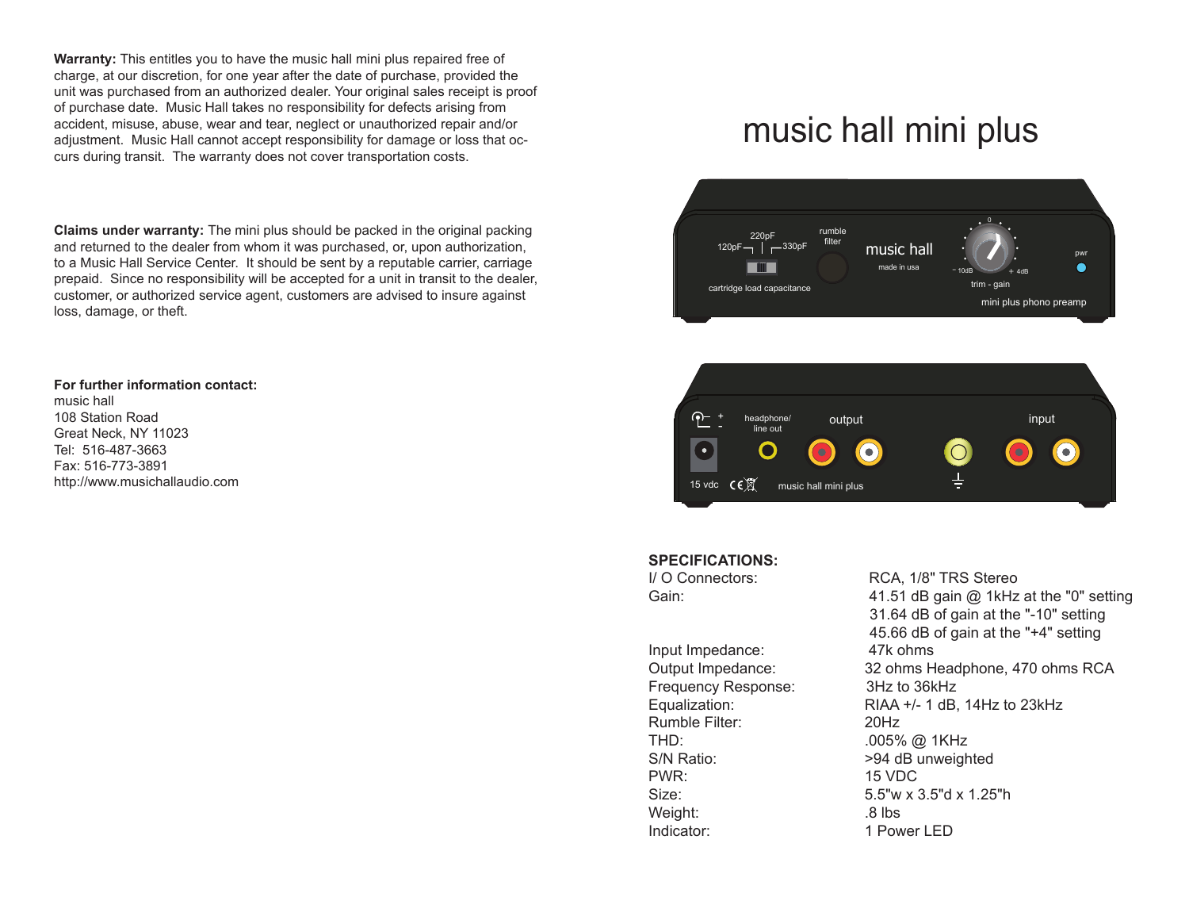**Warranty:** This entitles you to have the music hall mini plus repaired free of charge, at our discretion, for one year after the date of purchase, provided the unit was purchased from an authorized dealer. Your original sales receipt is proof of purchase date. Music Hall takes no responsibility for defects arising from accident, misuse, abuse, wear and tear, neglect or unauthorized repair and/or adjustment. Music Hall cannot accept responsibility for damage or loss that occurs during transit. The warranty does not cover transportation costs.

**Claims under warranty:** The mini plus should be packed in the original packing and returned to the dealer from whom it was purchased, or, upon authorization, to a Music Hall Service Center. It should be sent by a reputable carrier, carriage prepaid. Since no responsibility will be accepted for a unit in transit to the dealer, customer, or authorized service agent, customers are advised to insure against loss, damage, or theft.

**For further information contact:**
music hall
108 Station Road
Great Neck, NY 11023
Tel: 516-487-3663
Fax: 516-773-3891
http://www.musichallaudio.com

# music hall mini plus

120pF 220pF 330pF
cartridge load capacitance
rumble filter
music hall
made in usa
-10dB 0 +4dB
trim - gain
pwr
mini plus phono preamp

15 vdc
headphone/ line out
output
input
music hall mini plus

**SPECIFICATIONS:**

| | |
|---|---|
| I/ O Connectors: | RCA, 1/8" TRS Stereo |
| Gain: | 41.51 dB gain @ 1kHz at the "0" setting<br>31.64 dB of gain at the "-10" setting<br>45.66 dB of gain at the "+4" setting |
| Input Impedance: | 47k ohms |
| Output Impedance: | 32 ohms Headphone, 470 ohms RCA |
| Frequency Response: | 3Hz to 36kHz |
| Equalization: | RIAA +/- 1 dB, 14Hz to 23kHz |
| Rumble Filter: | 20Hz |
| THD: | .005% @ 1KHz |
| S/N Ratio: | >94 dB unweighted |
| PWR: | 15 VDC |
| Size: | 5.5"w x 3.5"d x 1.25"h |
| Weight: | .8 lbs |
| Indicator: | 1 Power LED |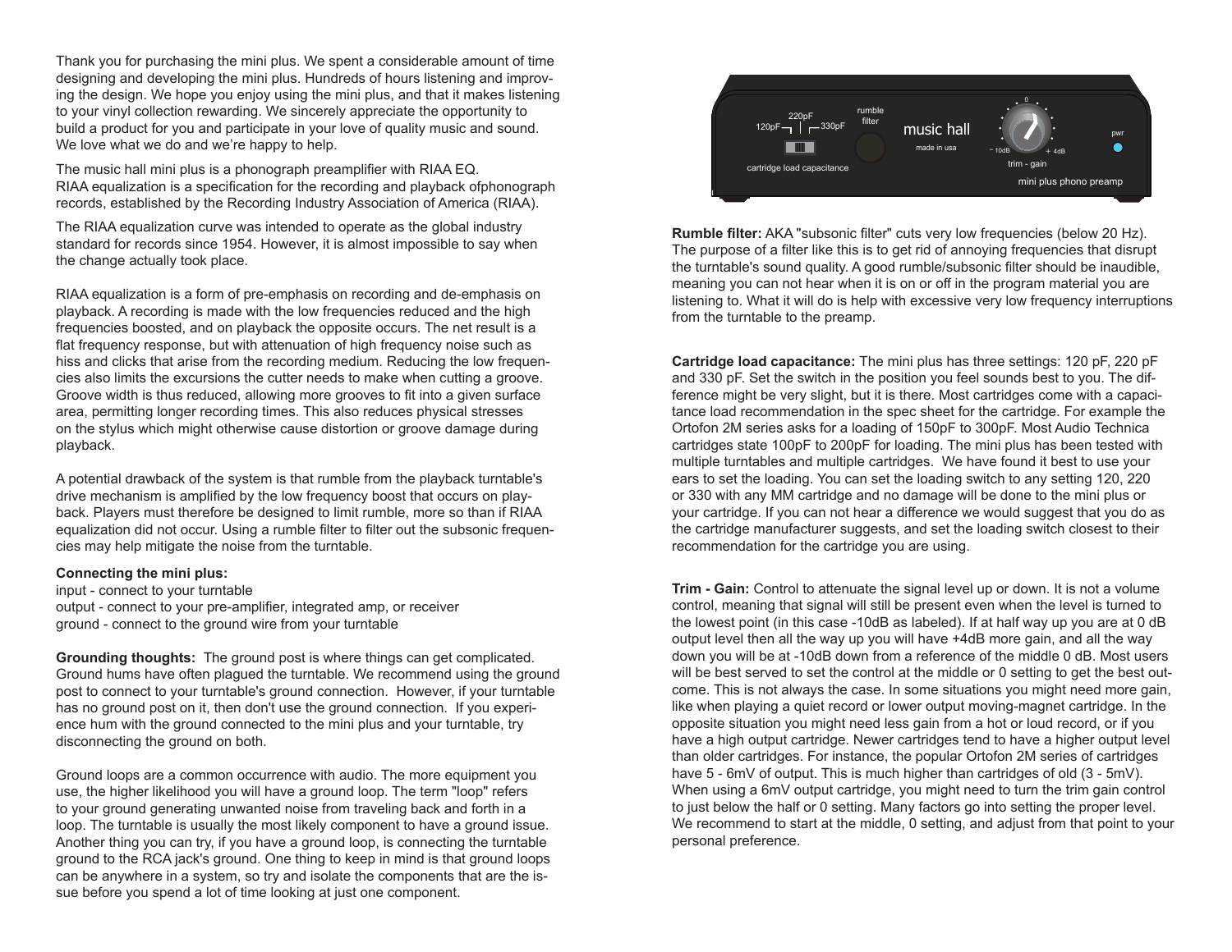Thank you for purchasing the mini plus. We spent a considerable amount of time designing and developing the mini plus. Hundreds of hours listening and improving the design. We hope you enjoy using the mini plus, and that it makes listening to your vinyl collection rewarding. We sincerely appreciate the opportunity to build a product for you and participate in your love of quality music and sound. We love what we do and we're happy to help.

The music hall mini plus is a phonograph preamplifier with RIAA EQ. RIAA equalization is a specification for the recording and playback ofphonograph records, established by the Recording Industry Association of America (RIAA).

The RIAA equalization curve was intended to operate as the global industry standard for records since 1954. However, it is almost impossible to say when the change actually took place.

RIAA equalization is a form of pre-emphasis on recording and de-emphasis on playback. A recording is made with the low frequencies reduced and the high frequencies boosted, and on playback the opposite occurs. The net result is a flat frequency response, but with attenuation of high frequency noise such as hiss and clicks that arise from the recording medium. Reducing the low frequencies also limits the excursions the cutter needs to make when cutting a groove. Groove width is thus reduced, allowing more grooves to fit into a given surface area, permitting longer recording times. This also reduces physical stresses on the stylus which might otherwise cause distortion or groove damage during playback.

A potential drawback of the system is that rumble from the playback turntable's drive mechanism is amplified by the low frequency boost that occurs on playback. Players must therefore be designed to limit rumble, more so than if RIAA equalization did not occur. Using a rumble filter to filter out the subsonic frequencies may help mitigate the noise from the turntable.

**Connecting the mini plus:**
input - connect to your turntable
output - connect to your pre-amplifier, integrated amp, or receiver
ground - connect to the ground wire from your turntable

**Grounding thoughts:** The ground post is where things can get complicated. Ground hums have often plagued the turntable. We recommend using the ground post to connect to your turntable's ground connection. However, if your turntable has no ground post on it, then don't use the ground connection. If you experience hum with the ground connected to the mini plus and your turntable, try disconnecting the ground on both.

Ground loops are a common occurrence with audio. The more equipment you use, the higher likelihood you will have a ground loop. The term "loop" refers to your ground generating unwanted noise from traveling back and forth in a loop. The turntable is usually the most likely component to have a ground issue. Another thing you can try, if you have a ground loop, is connecting the turntable ground to the RCA jack's ground. One thing to keep in mind is that ground loops can be anywhere in a system, so try and isolate the components that are the issue before you spend a lot of time looking at just one component.

120pF 220pF 330pF
cartridge load capacitance
rumble filter
music hall
made in usa
0
- 10dB + 4dB
trim - gain
pwr
mini plus phono preamp

**Rumble filter:** AKA "subsonic filter" cuts very low frequencies (below 20 Hz). The purpose of a filter like this is to get rid of annoying frequencies that disrupt the turntable's sound quality. A good rumble/subsonic filter should be inaudible, meaning you can not hear when it is on or off in the program material you are listening to. What it will do is help with excessive very low frequency interruptions from the turntable to the preamp.

**Cartridge load capacitance:** The mini plus has three settings: 120 pF, 220 pF and 330 pF. Set the switch in the position you feel sounds best to you. The difference might be very slight, but it is there. Most cartridges come with a capacitance load recommendation in the spec sheet for the cartridge. For example the Ortofon 2M series asks for a loading of 150pF to 300pF. Most Audio Technica cartridges state 100pF to 200pF for loading. The mini plus has been tested with multiple turntables and multiple cartridges. We have found it best to use your ears to set the loading. You can set the loading switch to any setting 120, 220 or 330 with any MM cartridge and no damage will be done to the mini plus or your cartridge. If you can not hear a difference we would suggest that you do as the cartridge manufacturer suggests, and set the loading switch closest to their recommendation for the cartridge you are using.

**Trim - Gain:** Control to attenuate the signal level up or down. It is not a volume control, meaning that signal will still be present even when the level is turned to the lowest point (in this case -10dB as labeled). If at half way up you are at 0 dB output level then all the way up you will have +4dB more gain, and all the way down you will be at -10dB down from a reference of the middle 0 dB. Most users will be best served to set the control at the middle or 0 setting to get the best outcome. This is not always the case. In some situations you might need more gain, like when playing a quiet record or lower output moving-magnet cartridge. In the opposite situation you might need less gain from a hot or loud record, or if you have a high output cartridge. Newer cartridges tend to have a higher output level than older cartridges. For instance, the popular Ortofon 2M series of cartridges have 5 - 6mV of output. This is much higher than cartridges of old (3 - 5mV). When using a 6mV output cartridge, you might need to turn the trim gain control to just below the half or 0 setting. Many factors go into setting the proper level. We recommend to start at the middle, 0 setting, and adjust from that point to your personal preference.